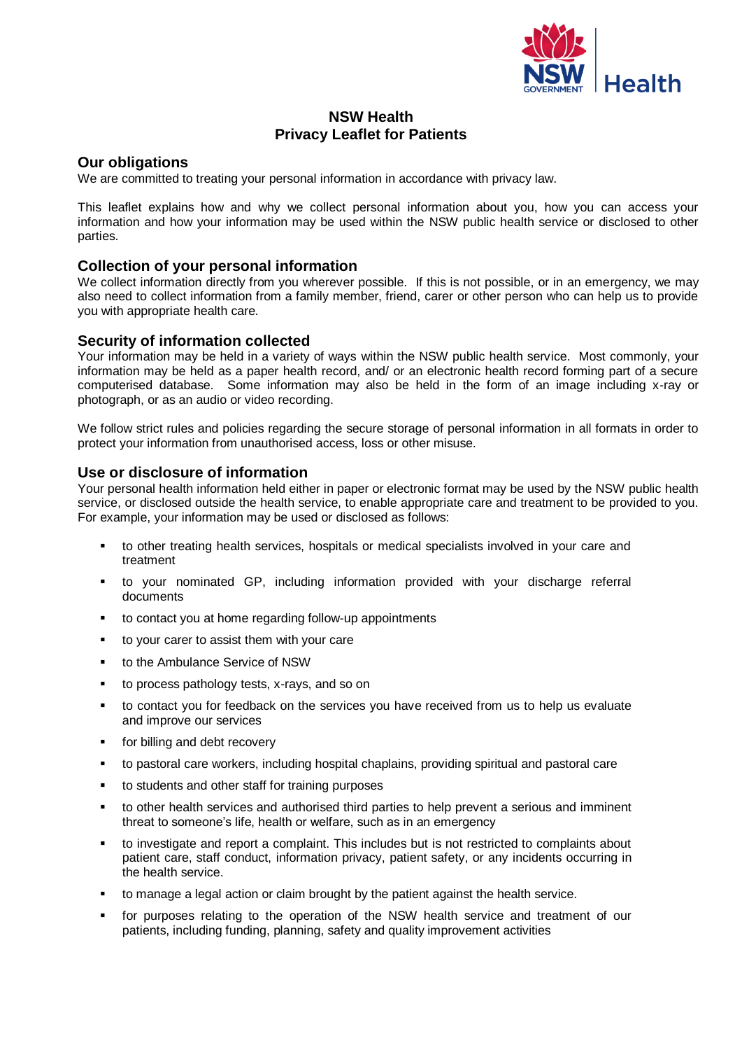# NSW Health
# Privacy Leaflet for Patients

## Our obligations

We are committed to treating your personal information in accordance with privacy law.

This leaflet explains how and why we collect personal information about you, how you can access your information and how your information may be used within the NSW public health service or disclosed to other parties.

## Collection of your personal information

We collect information directly from you wherever possible. If this is not possible, or in an emergency, we may also need to collect information from a family member, friend, carer or other person who can help us to provide you with appropriate health care.

## Security of information collected

Your information may be held in a variety of ways within the NSW public health service. Most commonly, your information may be held as a paper health record, and/ or an electronic health record forming part of a secure computerised database. Some information may also be held in the form of an image including x-ray or photograph, or as an audio or video recording.

We follow strict rules and policies regarding the secure storage of personal information in all formats in order to protect your information from unauthorised access, loss or other misuse.

## Use or disclosure of information

Your personal health information held either in paper or electronic format may be used by the NSW public health service, or disclosed outside the health service, to enable appropriate care and treatment to be provided to you. For example, your information may be used or disclosed as follows:

- to other treating health services, hospitals or medical specialists involved in your care and treatment
- to your nominated GP, including information provided with your discharge referral documents
- to contact you at home regarding follow-up appointments
- to your carer to assist them with your care
- to the Ambulance Service of NSW
- to process pathology tests, x-rays, and so on
- to contact you for feedback on the services you have received from us to help us evaluate and improve our services
- for billing and debt recovery
- to pastoral care workers, including hospital chaplains, providing spiritual and pastoral care
- to students and other staff for training purposes
- to other health services and authorised third parties to help prevent a serious and imminent threat to someone's life, health or welfare, such as in an emergency
- to investigate and report a complaint. This includes but is not restricted to complaints about patient care, staff conduct, information privacy, patient safety, or any incidents occurring in the health service.
- to manage a legal action or claim brought by the patient against the health service.
- for purposes relating to the operation of the NSW health service and treatment of our patients, including funding, planning, safety and quality improvement activities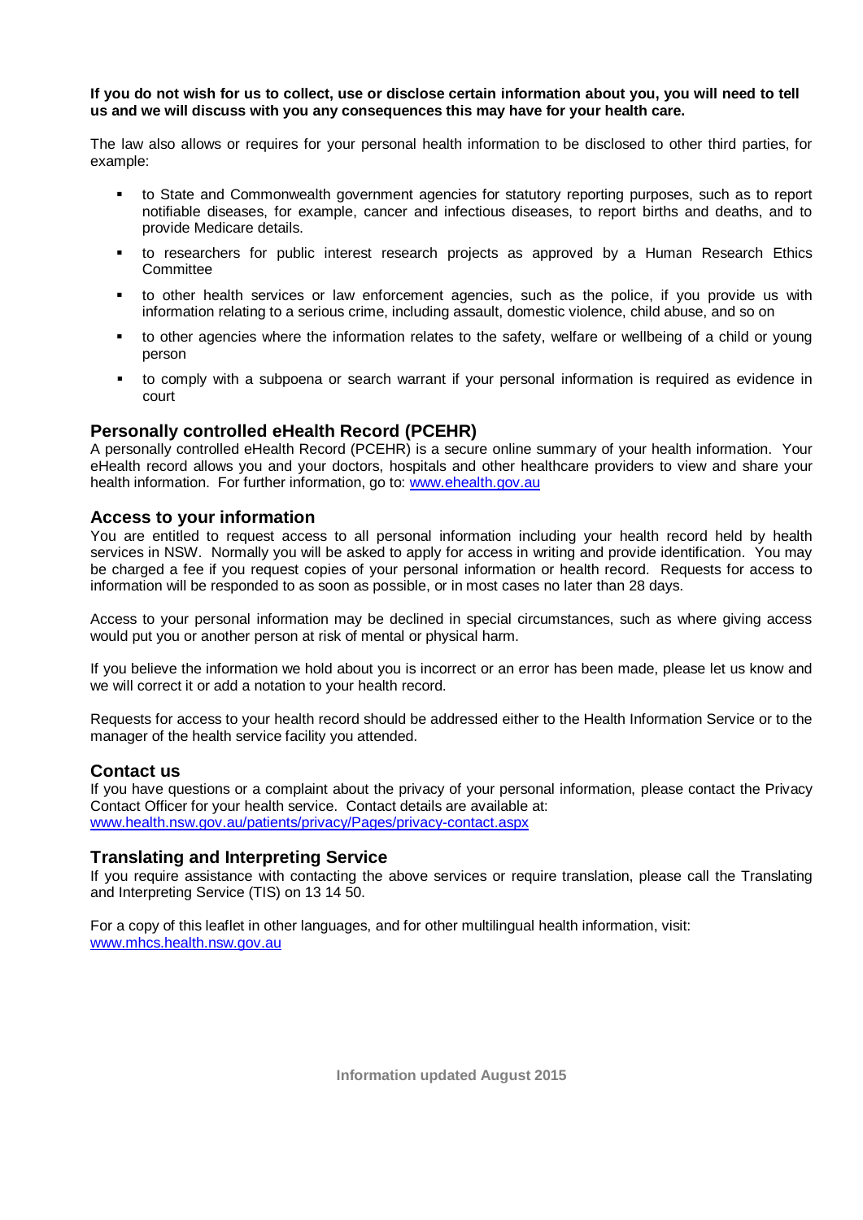**If you do not wish for us to collect, use or disclose certain information about you, you will need to tell us and we will discuss with you any consequences this may have for your health care.**

The law also allows or requires for your personal health information to be disclosed to other third parties, for example:

- to State and Commonwealth government agencies for statutory reporting purposes, such as to report notifiable diseases, for example, cancer and infectious diseases, to report births and deaths, and to provide Medicare details.
- to researchers for public interest research projects as approved by a Human Research Ethics Committee
- to other health services or law enforcement agencies, such as the police, if you provide us with information relating to a serious crime, including assault, domestic violence, child abuse, and so on
- to other agencies where the information relates to the safety, welfare or wellbeing of a child or young person
- to comply with a subpoena or search warrant if your personal information is required as evidence in court

## Personally controlled eHealth Record (PCEHR)

A personally controlled eHealth Record (PCEHR) is a secure online summary of your health information. Your eHealth record allows you and your doctors, hospitals and other healthcare providers to view and share your health information. For further information, go to: [www.ehealth.gov.au](http://www.ehealth.gov.au)

## Access to your information

You are entitled to request access to all personal information including your health record held by health services in NSW. Normally you will be asked to apply for access in writing and provide identification. You may be charged a fee if you request copies of your personal information or health record. Requests for access to information will be responded to as soon as possible, or in most cases no later than 28 days.

Access to your personal information may be declined in special circumstances, such as where giving access would put you or another person at risk of mental or physical harm.

If you believe the information we hold about you is incorrect or an error has been made, please let us know and we will correct it or add a notation to your health record.

Requests for access to your health record should be addressed either to the Health Information Service or to the manager of the health service facility you attended.

## Contact us

If you have questions or a complaint about the privacy of your personal information, please contact the Privacy Contact Officer for your health service. Contact details are available at: [www.health.nsw.gov.au/patients/privacy/Pages/privacy-contact.aspx](http://www.health.nsw.gov.au/patients/privacy/Pages/privacy-contact.aspx)

## Translating and Interpreting Service

If you require assistance with contacting the above services or require translation, please call the Translating and Interpreting Service (TIS) on 13 14 50.

For a copy of this leaflet in other languages, and for other multilingual health information, visit: [www.mhcs.health.nsw.gov.au](http://www.mhcs.health.nsw.gov.au)

Information updated August 2015